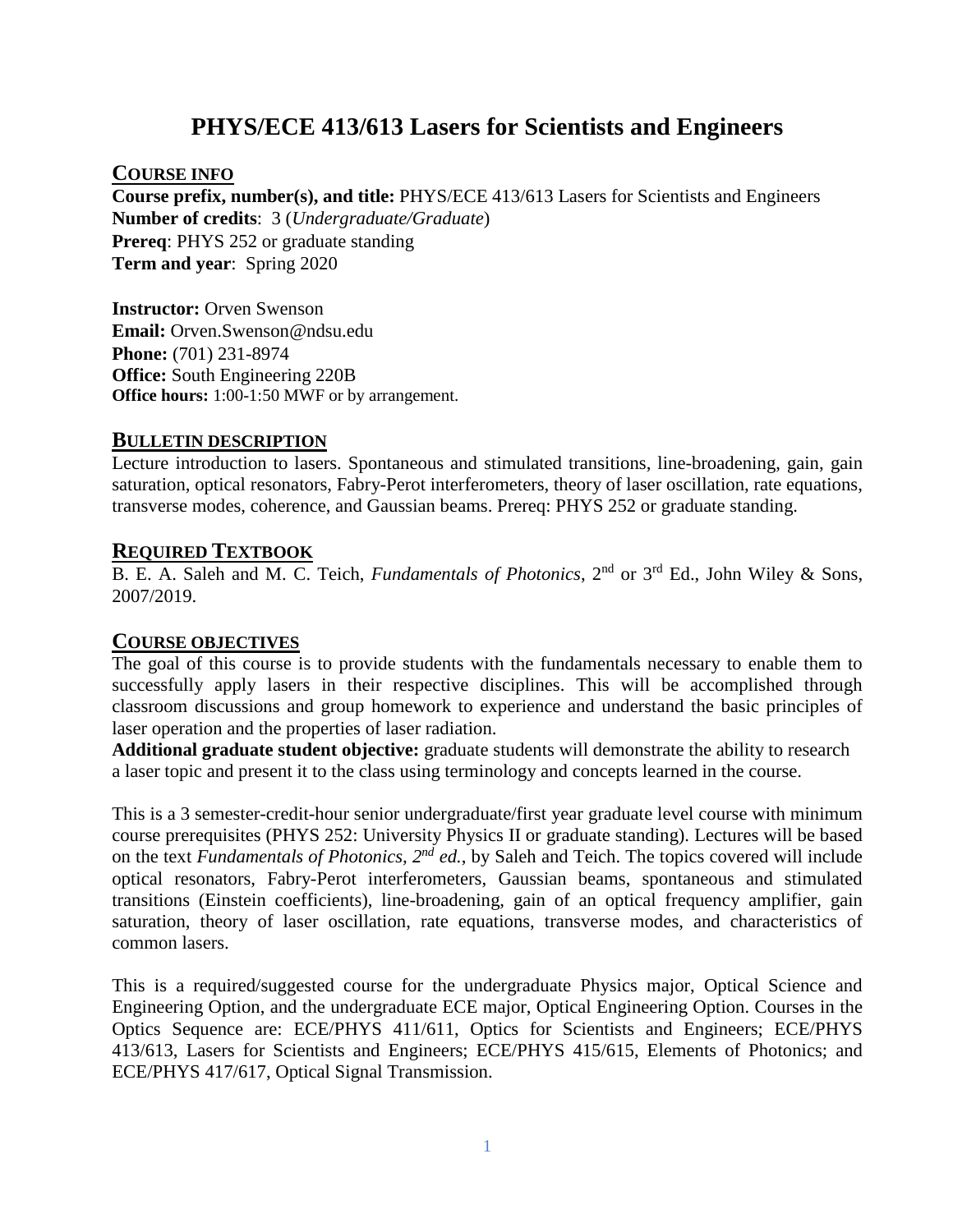# PHYS/ECE 413/613 Lasers for Scientists and Engineers

## COURSE INFO

**Course prefix, number(s), and title:** PHYS/ECE 413/613 Lasers for Scientists and Engineers
**Number of credits**: 3 (*Undergraduate/Graduate*)
**Prereq**: PHYS 252 or graduate standing
**Term and year**: Spring 2020

**Instructor:** Orven Swenson
**Email:** Orven.Swenson@ndsu.edu
**Phone:** (701) 231-8974
**Office:** South Engineering 220B
**Office hours:** 1:00-1:50 MWF or by arrangement.

## BULLETIN DESCRIPTION

Lecture introduction to lasers. Spontaneous and stimulated transitions, line-broadening, gain, gain saturation, optical resonators, Fabry-Perot interferometers, theory of laser oscillation, rate equations, transverse modes, coherence, and Gaussian beams. Prereq: PHYS 252 or graduate standing.

## REQUIRED TEXTBOOK

B. E. A. Saleh and M. C. Teich, *Fundamentals of Photonics*, 2nd or 3rd Ed., John Wiley & Sons, 2007/2019.

## COURSE OBJECTIVES

The goal of this course is to provide students with the fundamentals necessary to enable them to successfully apply lasers in their respective disciplines. This will be accomplished through classroom discussions and group homework to experience and understand the basic principles of laser operation and the properties of laser radiation.
**Additional graduate student objective:** graduate students will demonstrate the ability to research a laser topic and present it to the class using terminology and concepts learned in the course.

This is a 3 semester-credit-hour senior undergraduate/first year graduate level course with minimum course prerequisites (PHYS 252: University Physics II or graduate standing). Lectures will be based on the text *Fundamentals of Photonics*, *2nd ed.*, by Saleh and Teich. The topics covered will include optical resonators, Fabry-Perot interferometers, Gaussian beams, spontaneous and stimulated transitions (Einstein coefficients), line-broadening, gain of an optical frequency amplifier, gain saturation, theory of laser oscillation, rate equations, transverse modes, and characteristics of common lasers.

This is a required/suggested course for the undergraduate Physics major, Optical Science and Engineering Option, and the undergraduate ECE major, Optical Engineering Option. Courses in the Optics Sequence are: ECE/PHYS 411/611, Optics for Scientists and Engineers; ECE/PHYS 413/613, Lasers for Scientists and Engineers; ECE/PHYS 415/615, Elements of Photonics; and ECE/PHYS 417/617, Optical Signal Transmission.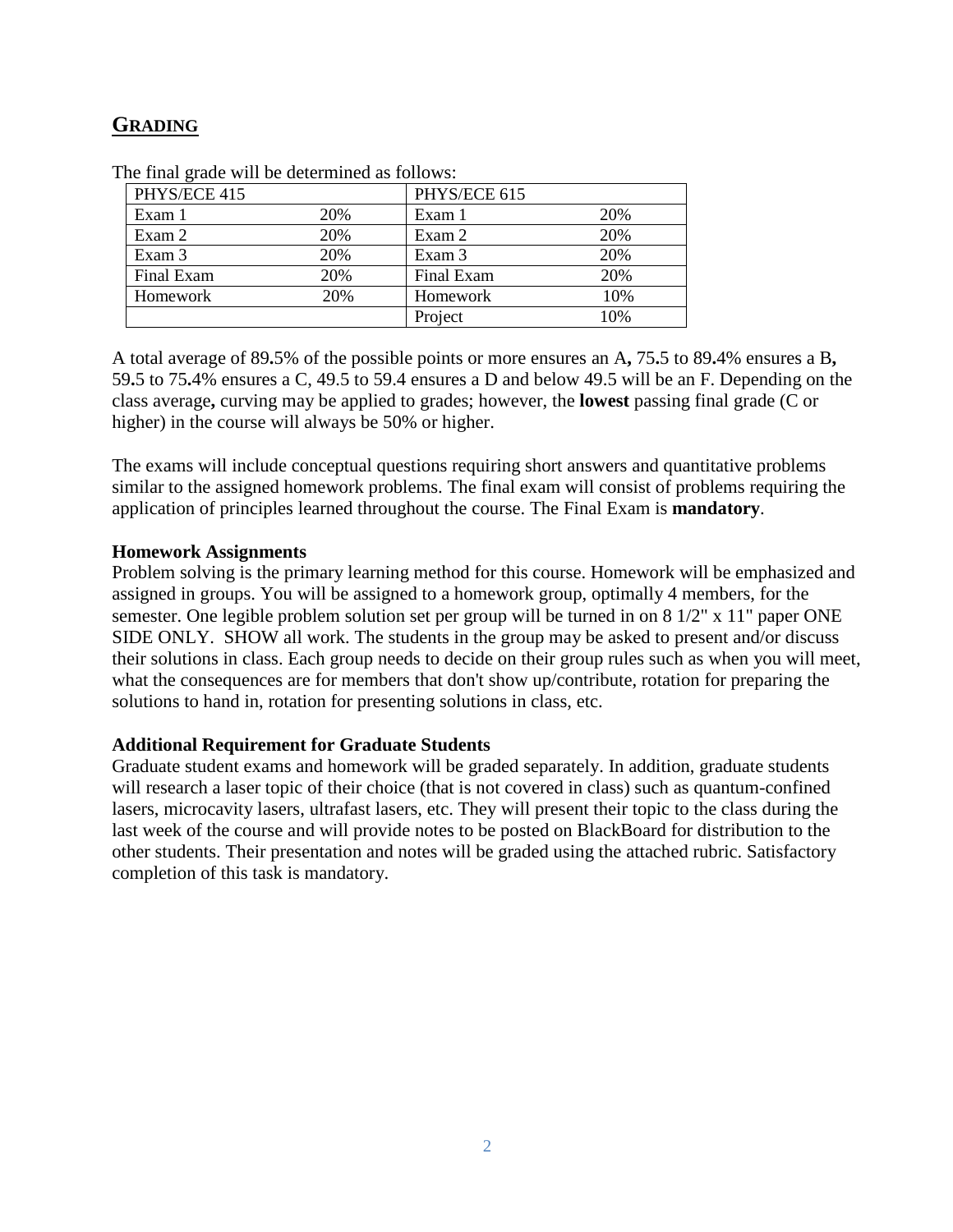## GRADING

The final grade will be determined as follows:

| PHYS/ECE 415 | | PHYS/ECE 615 | |
|---|---|---|---|
| Exam 1 | 20% | Exam 1 | 20% |
| Exam 2 | 20% | Exam 2 | 20% |
| Exam 3 | 20% | Exam 3 | 20% |
| Final Exam | 20% | Final Exam | 20% |
| Homework | 20% | Homework | 10% |
| | | Project | 10% |

A total average of 89.5% of the possible points or more ensures an A, 75.5 to 89.4% ensures a B, 59.5 to 75.4% ensures a C, 49.5 to 59.4 ensures a D and below 49.5 will be an F. Depending on the class average, curving may be applied to grades; however, the **lowest** passing final grade (C or higher) in the course will always be 50% or higher.

The exams will include conceptual questions requiring short answers and quantitative problems similar to the assigned homework problems. The final exam will consist of problems requiring the application of principles learned throughout the course. The Final Exam is **mandatory**.

**Homework Assignments**

Problem solving is the primary learning method for this course. Homework will be emphasized and assigned in groups. You will be assigned to a homework group, optimally 4 members, for the semester. One legible problem solution set per group will be turned in on 8 1/2" x 11" paper ONE SIDE ONLY. SHOW all work. The students in the group may be asked to present and/or discuss their solutions in class. Each group needs to decide on their group rules such as when you will meet, what the consequences are for members that don't show up/contribute, rotation for preparing the solutions to hand in, rotation for presenting solutions in class, etc.

**Additional Requirement for Graduate Students**

Graduate student exams and homework will be graded separately. In addition, graduate students will research a laser topic of their choice (that is not covered in class) such as quantum-confined lasers, microcavity lasers, ultrafast lasers, etc. They will present their topic to the class during the last week of the course and will provide notes to be posted on BlackBoard for distribution to the other students. Their presentation and notes will be graded using the attached rubric. Satisfactory completion of this task is mandatory.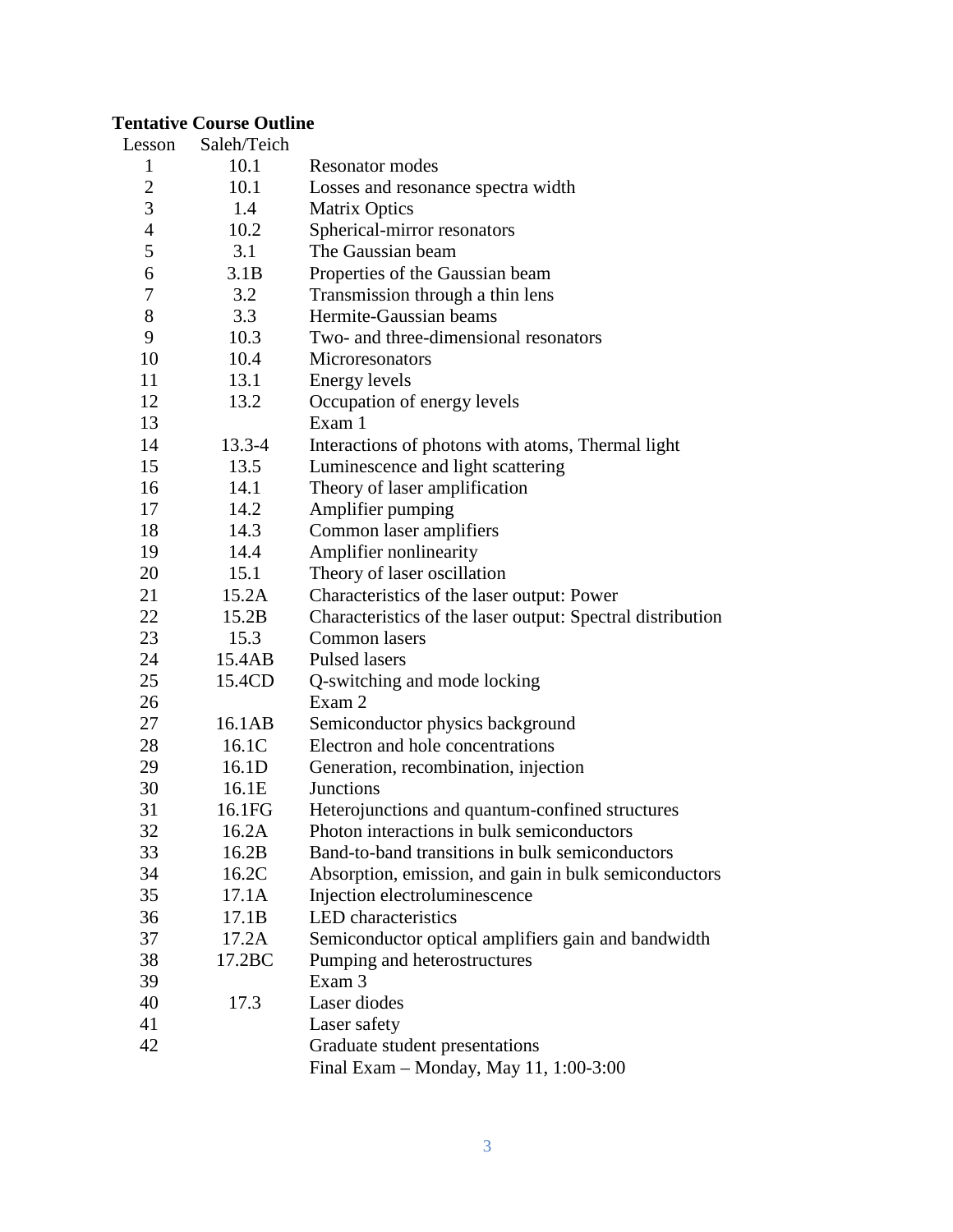**Tentative Course Outline**

| Lesson | Saleh/Teich | |
|---|---|---|
| 1 | 10.1 | Resonator modes |
| 2 | 10.1 | Losses and resonance spectra width |
| 3 | 1.4 | Matrix Optics |
| 4 | 10.2 | Spherical-mirror resonators |
| 5 | 3.1 | The Gaussian beam |
| 6 | 3.1B | Properties of the Gaussian beam |
| 7 | 3.2 | Transmission through a thin lens |
| 8 | 3.3 | Hermite-Gaussian beams |
| 9 | 10.3 | Two- and three-dimensional resonators |
| 10 | 10.4 | Microresonators |
| 11 | 13.1 | Energy levels |
| 12 | 13.2 | Occupation of energy levels |
| 13 | | Exam 1 |
| 14 | 13.3-4 | Interactions of photons with atoms, Thermal light |
| 15 | 13.5 | Luminescence and light scattering |
| 16 | 14.1 | Theory of laser amplification |
| 17 | 14.2 | Amplifier pumping |
| 18 | 14.3 | Common laser amplifiers |
| 19 | 14.4 | Amplifier nonlinearity |
| 20 | 15.1 | Theory of laser oscillation |
| 21 | 15.2A | Characteristics of the laser output: Power |
| 22 | 15.2B | Characteristics of the laser output: Spectral distribution |
| 23 | 15.3 | Common lasers |
| 24 | 15.4AB | Pulsed lasers |
| 25 | 15.4CD | Q-switching and mode locking |
| 26 | | Exam 2 |
| 27 | 16.1AB | Semiconductor physics background |
| 28 | 16.1C | Electron and hole concentrations |
| 29 | 16.1D | Generation, recombination, injection |
| 30 | 16.1E | Junctions |
| 31 | 16.1FG | Heterojunctions and quantum-confined structures |
| 32 | 16.2A | Photon interactions in bulk semiconductors |
| 33 | 16.2B | Band-to-band transitions in bulk semiconductors |
| 34 | 16.2C | Absorption, emission, and gain in bulk semiconductors |
| 35 | 17.1A | Injection electroluminescence |
| 36 | 17.1B | LED characteristics |
| 37 | 17.2A | Semiconductor optical amplifiers gain and bandwidth |
| 38 | 17.2BC | Pumping and heterostructures |
| 39 | | Exam 3 |
| 40 | 17.3 | Laser diodes |
| 41 | | Laser safety |
| 42 | | Graduate student presentations |
| | | Final Exam – Monday, May 11, 1:00-3:00 |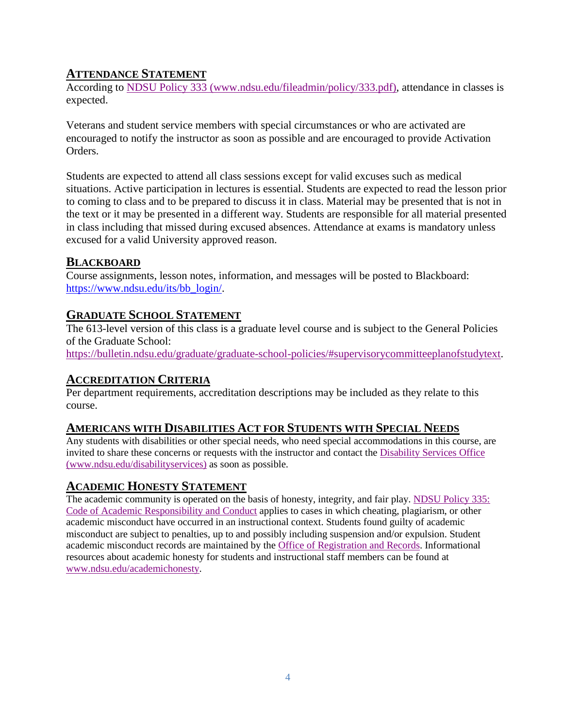## ATTENDANCE STATEMENT

According to [NDSU Policy 333 (www.ndsu.edu/fileadmin/policy/333.pdf)](http://www.ndsu.edu/fileadmin/policy/333.pdf), attendance in classes is expected.

Veterans and student service members with special circumstances or who are activated are encouraged to notify the instructor as soon as possible and are encouraged to provide Activation Orders.

Students are expected to attend all class sessions except for valid excuses such as medical situations. Active participation in lectures is essential. Students are expected to read the lesson prior to coming to class and to be prepared to discuss it in class. Material may be presented that is not in the text or it may be presented in a different way. Students are responsible for all material presented in class including that missed during excused absences. Attendance at exams is mandatory unless excused for a valid University approved reason.

## BLACKBOARD

Course assignments, lesson notes, information, and messages will be posted to Blackboard: https://www.ndsu.edu/its/bb_login/.

## GRADUATE SCHOOL STATEMENT

The 613-level version of this class is a graduate level course and is subject to the General Policies of the Graduate School:
https://bulletin.ndsu.edu/graduate/graduate-school-policies/#supervisorycommitteeplanofstudytext.

## ACCREDITATION CRITERIA

Per department requirements, accreditation descriptions may be included as they relate to this course.

## AMERICANS WITH DISABILITIES ACT FOR STUDENTS WITH SPECIAL NEEDS

Any students with disabilities or other special needs, who need special accommodations in this course, are invited to share these concerns or requests with the instructor and contact the [Disability Services Office (www.ndsu.edu/disabilityservices)](http://www.ndsu.edu/disabilityservices) as soon as possible.

## ACADEMIC HONESTY STATEMENT

The academic community is operated on the basis of honesty, integrity, and fair play. NDSU Policy 335: Code of Academic Responsibility and Conduct applies to cases in which cheating, plagiarism, or other academic misconduct have occurred in an instructional context. Students found guilty of academic misconduct are subject to penalties, up to and possibly including suspension and/or expulsion. Student academic misconduct records are maintained by the Office of Registration and Records. Informational resources about academic honesty for students and instructional staff members can be found at www.ndsu.edu/academichonesty.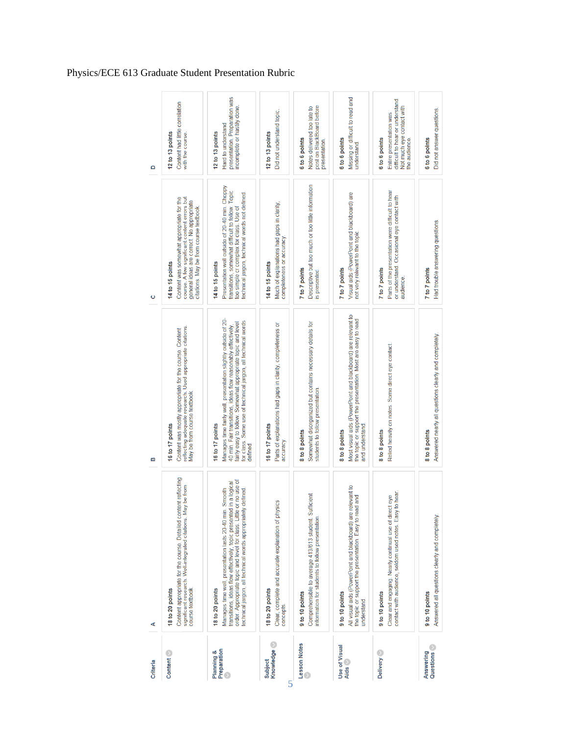Physics/ECE 613 Graduate Student Presentation Rubric

| Criteria | A | B | C | D |
| --- | --- | --- | --- | --- |
| Content | 18 to 20 points<br>Content appropriate for the course. Detailed content reflecting significant research. Well-integrated citations. May be from course textbook. | 16 to 17 points<br>Content was mostly appropriate for the course. Content reflecting adequate research. Used appropriate citations. May be from course textbook. | 14 to 15 points<br>Content was somewhat appropriate for the course. A few significant content errors but general ideas are correct. No appropriate citations. May be from course textbook. | 12 to 13 points<br>Content had little correlation with the course. |
| Planning & Preparation | 18 to 20 points<br>Manages time well, presentation lasts 20-40 min. Smooth transitions, ideas flow effectively, topic presented in a logical order. Appropriate topic and level for class. Little or no use of technical jargon, all technical words appropriately defined. | 16 to 17 points<br>Manages time fairly well, presentation slightly outside of 20-40 min. Fair transitions, ideas flow reasonably effectively, fairly easy to follow. Somewhat appropriate topic and level for class. Some use of technical jargon, all technical words defined. | 14 to 15 points<br>Presentation well outside of 20-40 min. Choppy transitions, somewhat difficult to follow. Topic too simple or complex for class. Use of technical jargon, technical words not defined. | 12 to 13 points<br>Hard to understand presentation. Preparation was incomplete or hastily done. |
| Subject Knowledge | 18 to 20 points<br>Clear, complete and accurate explanation of physics concepts. | 16 to 17 points<br>Parts of explanations had gaps in clarity, completeness or accuracy. | 14 to 15 points<br>Much of explanations had gaps in clarity, completeness or accuracy. | 12 to 13 points<br>Did not understand topic. |
| Lesson Notes | 9 to 10 points<br>Comprehensible to average 413/613 student. Sufficient information for students to follow presentation. | 8 to 8 points<br>Somewhat disorganized but contains necessary details for students to follow presentation. | 7 to 7 points<br>Descriptive but too much or too little information is presented. | 6 to 6 points<br>Notes delivered too late to post on BlackBoard before presentation. |
| Use of Visual Aids | 9 to 10 points<br>All visual aids (PowerPoint and blackboard) are relevant to the topic or support the presentation. Easy to read and understand. | 8 to 8 points<br>Most visual aids (PowerPoint and blackboard) are relevant to the topic or support the presentation. Most are easy to read and understand. | 7 to 7 points<br>Visual aids (PowerPoint and blackboard) are not very relevant to the topic. | 6 to 6 points<br>Missing or difficult to read and understand. |
| Delivery | 9 to 10 points<br>Clear and engaging. Nearly continual use of direct eye contact with audience, seldom used notes. Easy to hear. | 8 to 8 points<br>Relied heavily on notes. Some direct eye contact. | 7 to 7 points<br>Parts of the presentation were difficult to hear or understand. Occasional eye contact with audience. | 6 to 6 points<br>Entire presentation was difficult to hear or understand. Not much eye contact with the audience. |
| Answering Questions | 9 to 10 points<br>Answered all questions clearly and completely. | 8 to 8 points<br>Answered nearly all questions clearly and completely. | 7 to 7 points<br>Had trouble answering questions. | 6 to 6 points<br>Did not answer questions. |